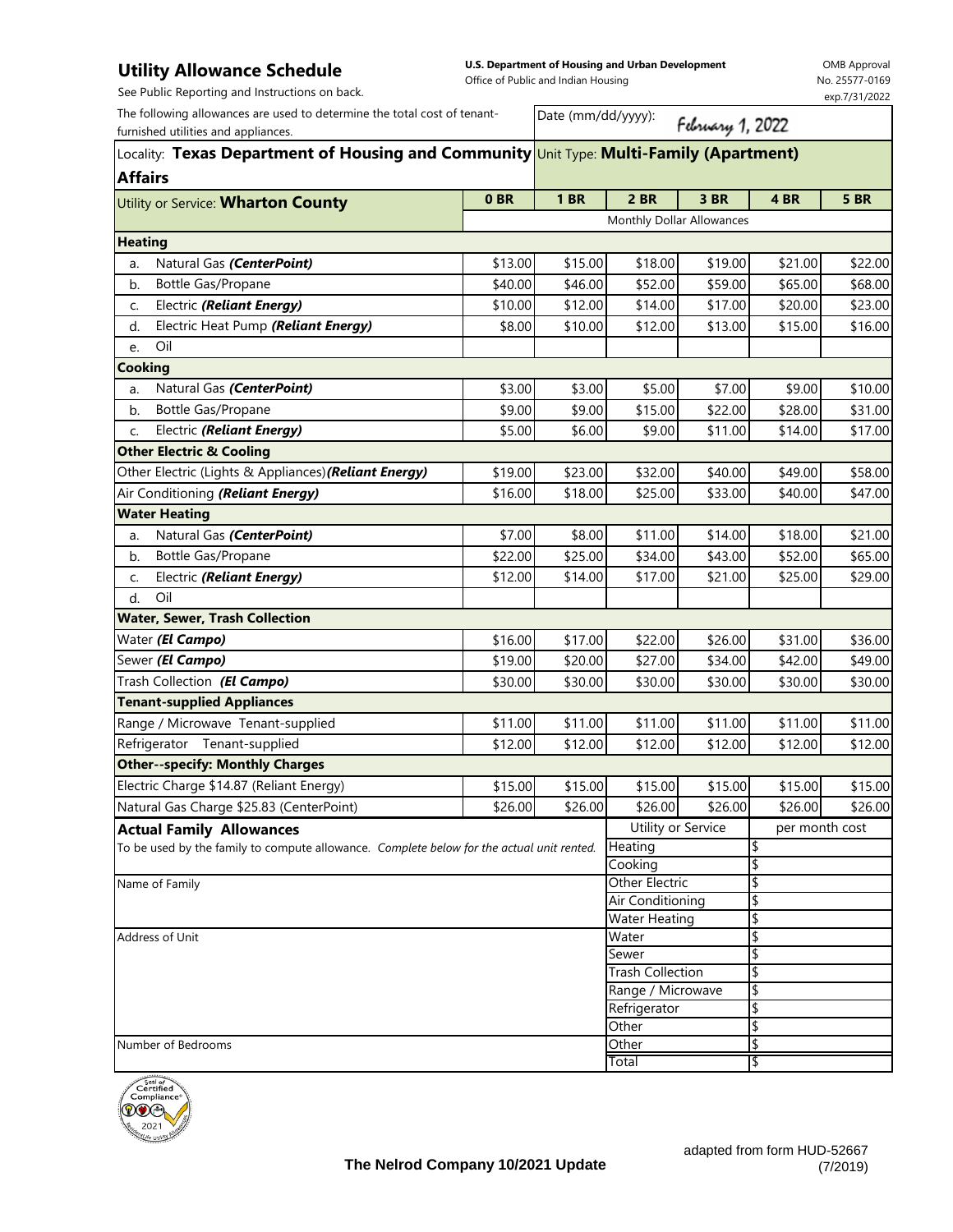# Utility Allowance Schedule

See Public Reporting and Instructions on back.

**U.S. Department of Housing and Urban Development**
Office of Public and Indian Housing

OMB Approval No. 25577-0169 exp.7/31/2022

The following allowances are used to determine the total cost of tenant-furnished utilities and appliances.

Date (mm/dd/yyyy): February 1, 2022

Locality: **Texas Department of Housing and Community Affairs**

Unit Type: **Multi-Family (Apartment)**

| Utility or Service: **Wharton County** | 0 BR | 1 BR | 2 BR | 3 BR | 4 BR | 5 BR |
|---|---|---|---|---|---|---|
| | Monthly Dollar Allowances | | | | | |
| **Heating** | | | | | | |
| a. Natural Gas ***(CenterPoint)*** | $13.00 | $15.00 | $18.00 | $19.00 | $21.00 | $22.00 |
| b. Bottle Gas/Propane | $40.00 | $46.00 | $52.00 | $59.00 | $65.00 | $68.00 |
| c. Electric ***(Reliant Energy)*** | $10.00 | $12.00 | $14.00 | $17.00 | $20.00 | $23.00 |
| d. Electric Heat Pump ***(Reliant Energy)*** | $8.00 | $10.00 | $12.00 | $13.00 | $15.00 | $16.00 |
| e. Oil | | | | | | |
| **Cooking** | | | | | | |
| a. Natural Gas ***(CenterPoint)*** | $3.00 | $3.00 | $5.00 | $7.00 | $9.00 | $10.00 |
| b. Bottle Gas/Propane | $9.00 | $9.00 | $15.00 | $22.00 | $28.00 | $31.00 |
| c. Electric ***(Reliant Energy)*** | $5.00 | $6.00 | $9.00 | $11.00 | $14.00 | $17.00 |
| **Other Electric & Cooling** | | | | | | |
| Other Electric (Lights & Appliances) ***(Reliant Energy)*** | $19.00 | $23.00 | $32.00 | $40.00 | $49.00 | $58.00 |
| Air Conditioning ***(Reliant Energy)*** | $16.00 | $18.00 | $25.00 | $33.00 | $40.00 | $47.00 |
| **Water Heating** | | | | | | |
| a. Natural Gas ***(CenterPoint)*** | $7.00 | $8.00 | $11.00 | $14.00 | $18.00 | $21.00 |
| b. Bottle Gas/Propane | $22.00 | $25.00 | $34.00 | $43.00 | $52.00 | $65.00 |
| c. Electric ***(Reliant Energy)*** | $12.00 | $14.00 | $17.00 | $21.00 | $25.00 | $29.00 |
| d. Oil | | | | | | |
| **Water, Sewer, Trash Collection** | | | | | | |
| Water ***(El Campo)*** | $16.00 | $17.00 | $22.00 | $26.00 | $31.00 | $36.00 |
| Sewer ***(El Campo)*** | $19.00 | $20.00 | $27.00 | $34.00 | $42.00 | $49.00 |
| Trash Collection ***(El Campo)*** | $30.00 | $30.00 | $30.00 | $30.00 | $30.00 | $30.00 |
| **Tenant-supplied Appliances** | | | | | | |
| Range / Microwave Tenant-supplied | $11.00 | $11.00 | $11.00 | $11.00 | $11.00 | $11.00 |
| Refrigerator Tenant-supplied | $12.00 | $12.00 | $12.00 | $12.00 | $12.00 | $12.00 |
| **Other--specify: Monthly Charges** | | | | | | |
| Electric Charge $14.87 (Reliant Energy) | $15.00 | $15.00 | $15.00 | $15.00 | $15.00 | $15.00 |
| Natural Gas Charge $25.83 (CenterPoint) | $26.00 | $26.00 | $26.00 | $26.00 | $26.00 | $26.00 |

**Actual Family Allowances**

To be used by the family to compute allowance. *Complete below for the actual unit rented.*

Name of Family

Address of Unit

Number of Bedrooms

| Utility or Service | per month cost |
|---|---|
| Heating | $ |
| Cooking | $ |
| Other Electric | $ |
| Air Conditioning | $ |
| Water Heating | $ |
| Water | $ |
| Sewer | $ |
| Trash Collection | $ |
| Range / Microwave | $ |
| Refrigerator | $ |
| Other | $ |
| Other | $ |
| Total | $ |

**The Nelrod Company 10/2021 Update**

adapted from form HUD-52667 (7/2019)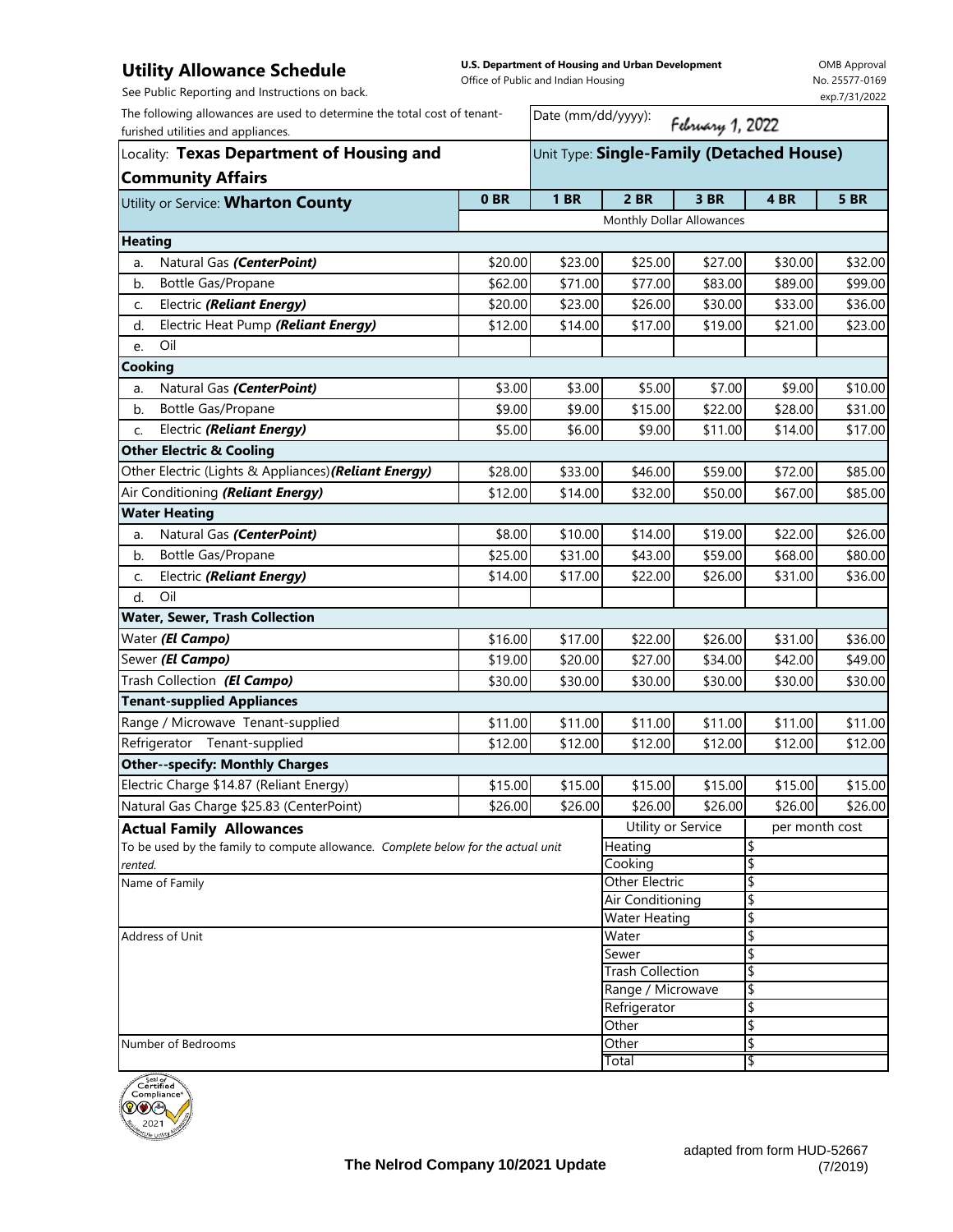# Utility Allowance Schedule

See Public Reporting and Instructions on back.

**U.S. Department of Housing and Urban Development**
Office of Public and Indian Housing

OMB Approval No. 25577-0169 exp.7/31/2022

The following allowances are used to determine the total cost of tenant-furnished utilities and appliances.

Date (mm/dd/yyyy): February 1, 2022

Locality: **Texas Department of Housing and Community Affairs**

Unit Type: **Single-Family (Detached House)**

| Utility or Service: **Wharton County** | 0 BR | 1 BR | 2 BR | 3 BR | 4 BR | 5 BR |
|---|---|---|---|---|---|---|
| | Monthly Dollar Allowances | | | | | |
| **Heating** | | | | | | |
| a. Natural Gas ***(CenterPoint)*** | $20.00 | $23.00 | $25.00 | $27.00 | $30.00 | $32.00 |
| b. Bottle Gas/Propane | $62.00 | $71.00 | $77.00 | $83.00 | $89.00 | $99.00 |
| c. Electric ***(Reliant Energy)*** | $20.00 | $23.00 | $26.00 | $30.00 | $33.00 | $36.00 |
| d. Electric Heat Pump ***(Reliant Energy)*** | $12.00 | $14.00 | $17.00 | $19.00 | $21.00 | $23.00 |
| e. Oil | | | | | | |
| **Cooking** | | | | | | |
| a. Natural Gas ***(CenterPoint)*** | $3.00 | $3.00 | $5.00 | $7.00 | $9.00 | $10.00 |
| b. Bottle Gas/Propane | $9.00 | $9.00 | $15.00 | $22.00 | $28.00 | $31.00 |
| c. Electric ***(Reliant Energy)*** | $5.00 | $6.00 | $9.00 | $11.00 | $14.00 | $17.00 |
| **Other Electric & Cooling** | | | | | | |
| Other Electric (Lights & Appliances) ***(Reliant Energy)*** | $28.00 | $33.00 | $46.00 | $59.00 | $72.00 | $85.00 |
| Air Conditioning ***(Reliant Energy)*** | $12.00 | $14.00 | $32.00 | $50.00 | $67.00 | $85.00 |
| **Water Heating** | | | | | | |
| a. Natural Gas ***(CenterPoint)*** | $8.00 | $10.00 | $14.00 | $19.00 | $22.00 | $26.00 |
| b. Bottle Gas/Propane | $25.00 | $31.00 | $43.00 | $59.00 | $68.00 | $80.00 |
| c. Electric ***(Reliant Energy)*** | $14.00 | $17.00 | $22.00 | $26.00 | $31.00 | $36.00 |
| d. Oil | | | | | | |
| **Water, Sewer, Trash Collection** | | | | | | |
| Water ***(El Campo)*** | $16.00 | $17.00 | $22.00 | $26.00 | $31.00 | $36.00 |
| Sewer ***(El Campo)*** | $19.00 | $20.00 | $27.00 | $34.00 | $42.00 | $49.00 |
| Trash Collection ***(El Campo)*** | $30.00 | $30.00 | $30.00 | $30.00 | $30.00 | $30.00 |
| **Tenant-supplied Appliances** | | | | | | |
| Range / Microwave Tenant-supplied | $11.00 | $11.00 | $11.00 | $11.00 | $11.00 | $11.00 |
| Refrigerator Tenant-supplied | $12.00 | $12.00 | $12.00 | $12.00 | $12.00 | $12.00 |
| **Other--specify: Monthly Charges** | | | | | | |
| Electric Charge $14.87 (Reliant Energy) | $15.00 | $15.00 | $15.00 | $15.00 | $15.00 | $15.00 |
| Natural Gas Charge $25.83 (CenterPoint) | $26.00 | $26.00 | $26.00 | $26.00 | $26.00 | $26.00 |

**Actual Family Allowances**

To be used by the family to compute allowance. *Complete below for the actual unit rented.*

Name of Family

Address of Unit

Number of Bedrooms

| Utility or Service | per month cost |
|---|---|
| Heating | $ |
| Cooking | $ |
| Other Electric | $ |
| Air Conditioning | $ |
| Water Heating | $ |
| Water | $ |
| Sewer | $ |
| Trash Collection | $ |
| Range / Microwave | $ |
| Refrigerator | $ |
| Other | $ |
| Other | $ |
| Total | $ |

Seal of Certified Compliance 2021

**The Nelrod Company 10/2021 Update**

adapted from form HUD-52667 (7/2019)